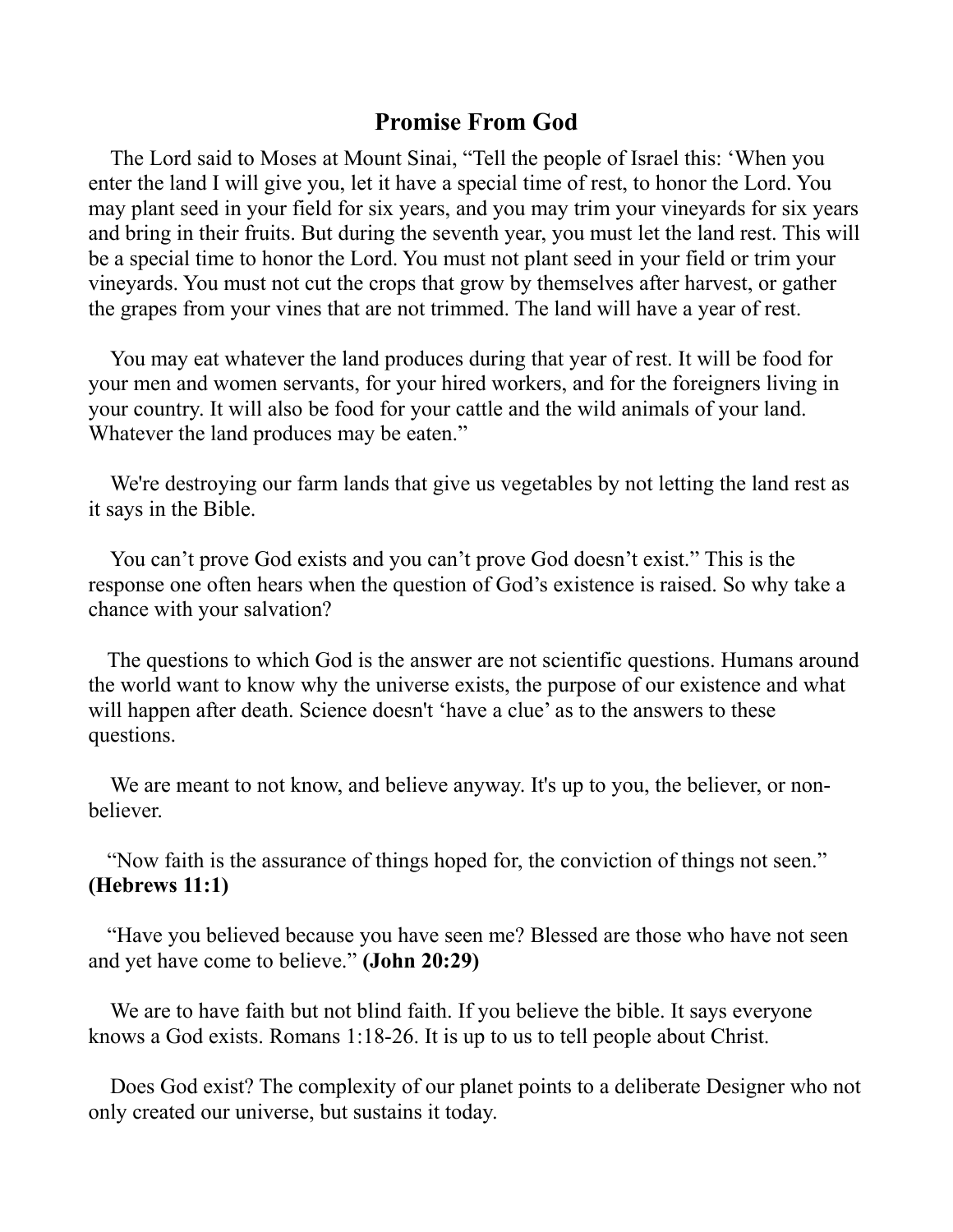# Promise From God

The Lord said to Moses at Mount Sinai, "Tell the people of Israel this: 'When you enter the land I will give you, let it have a special time of rest, to honor the Lord. You may plant seed in your field for six years, and you may trim your vineyards for six years and bring in their fruits. But during the seventh year, you must let the land rest. This will be a special time to honor the Lord. You must not plant seed in your field or trim your vineyards. You must not cut the crops that grow by themselves after harvest, or gather the grapes from your vines that are not trimmed. The land will have a year of rest.

You may eat whatever the land produces during that year of rest. It will be food for your men and women servants, for your hired workers, and for the foreigners living in your country. It will also be food for your cattle and the wild animals of your land. Whatever the land produces may be eaten."

We're destroying our farm lands that give us vegetables by not letting the land rest as it says in the Bible.

You can't prove God exists and you can't prove God doesn't exist." This is the response one often hears when the question of God's existence is raised. So why take a chance with your salvation?

The questions to which God is the answer are not scientific questions. Humans around the world want to know why the universe exists, the purpose of our existence and what will happen after death. Science doesn't 'have a clue' as to the answers to these questions.

We are meant to not know, and believe anyway. It's up to you, the believer, or non-believer.

"Now faith is the assurance of things hoped for, the conviction of things not seen." **(Hebrews 11:1)**

"Have you believed because you have seen me? Blessed are those who have not seen and yet have come to believe." **(John 20:29)**

We are to have faith but not blind faith. If you believe the bible. It says everyone knows a God exists. Romans 1:18-26. It is up to us to tell people about Christ.

Does God exist? The complexity of our planet points to a deliberate Designer who not only created our universe, but sustains it today.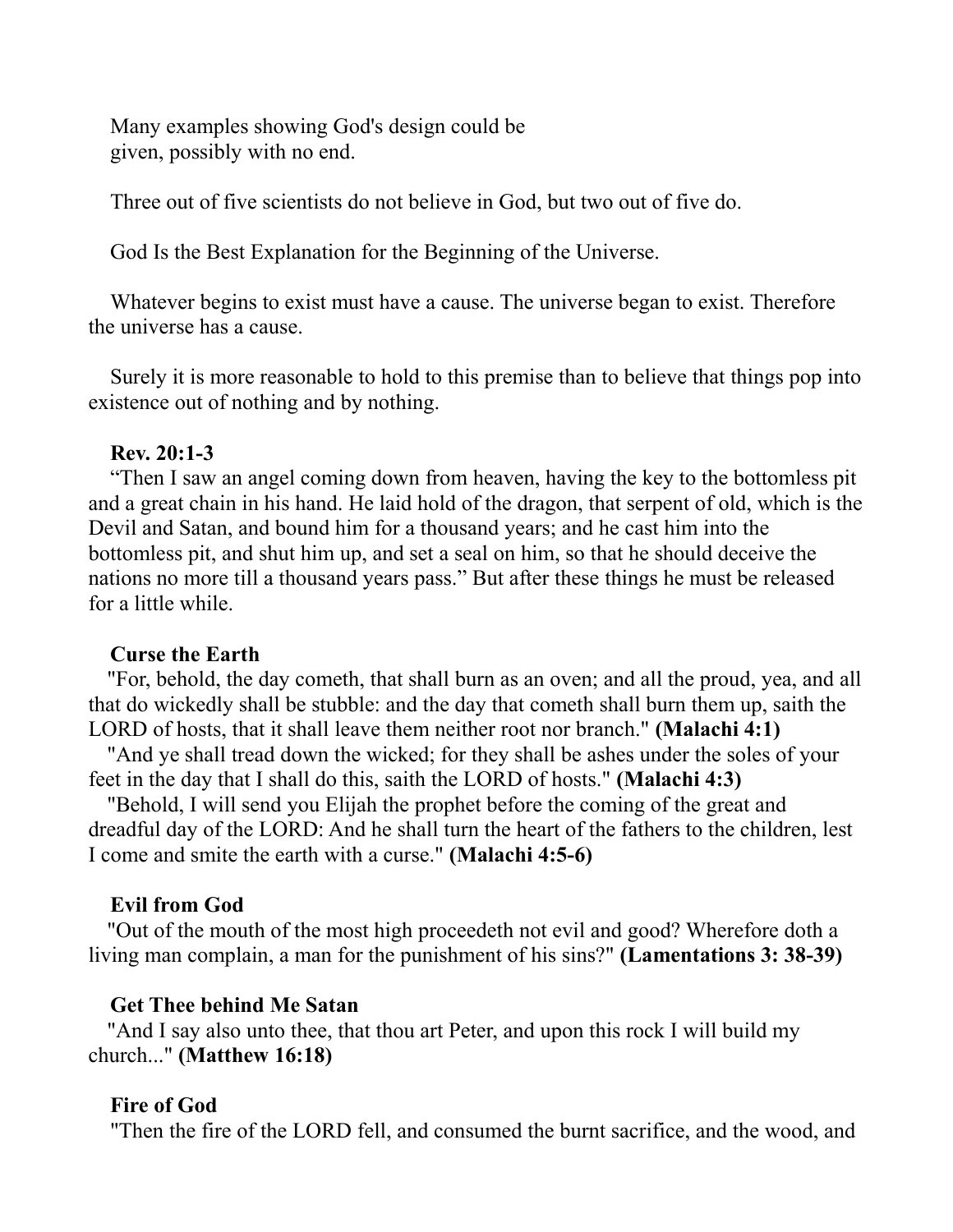Many examples showing God's design could be given, possibly with no end.

Three out of five scientists do not believe in God, but two out of five do.

God Is the Best Explanation for the Beginning of the Universe.

Whatever begins to exist must have a cause. The universe began to exist. Therefore the universe has a cause.

Surely it is more reasonable to hold to this premise than to believe that things pop into existence out of nothing and by nothing.

**Rev. 20:1-3**

“Then I saw an angel coming down from heaven, having the key to the bottomless pit and a great chain in his hand. He laid hold of the dragon, that serpent of old, which is the Devil and Satan, and bound him for a thousand years; and he cast him into the bottomless pit, and shut him up, and set a seal on him, so that he should deceive the nations no more till a thousand years pass.” But after these things he must be released for a little while.

**Curse the Earth**

"For, behold, the day cometh, that shall burn as an oven; and all the proud, yea, and all that do wickedly shall be stubble: and the day that cometh shall burn them up, saith the LORD of hosts, that it shall leave them neither root nor branch." **(Malachi 4:1)**

"And ye shall tread down the wicked; for they shall be ashes under the soles of your feet in the day that I shall do this, saith the LORD of hosts." **(Malachi 4:3)**

"Behold, I will send you Elijah the prophet before the coming of the great and dreadful day of the LORD: And he shall turn the heart of the fathers to the children, lest I come and smite the earth with a curse." **(Malachi 4:5-6)**

**Evil from God**

"Out of the mouth of the most high proceedeth not evil and good? Wherefore doth a living man complain, a man for the punishment of his sins?" **(Lamentations 3: 38-39)**

**Get Thee behind Me Satan**

"And I say also unto thee, that thou art Peter, and upon this rock I will build my church..." **(Matthew 16:18)**

**Fire of God**

"Then the fire of the LORD fell, and consumed the burnt sacrifice, and the wood, and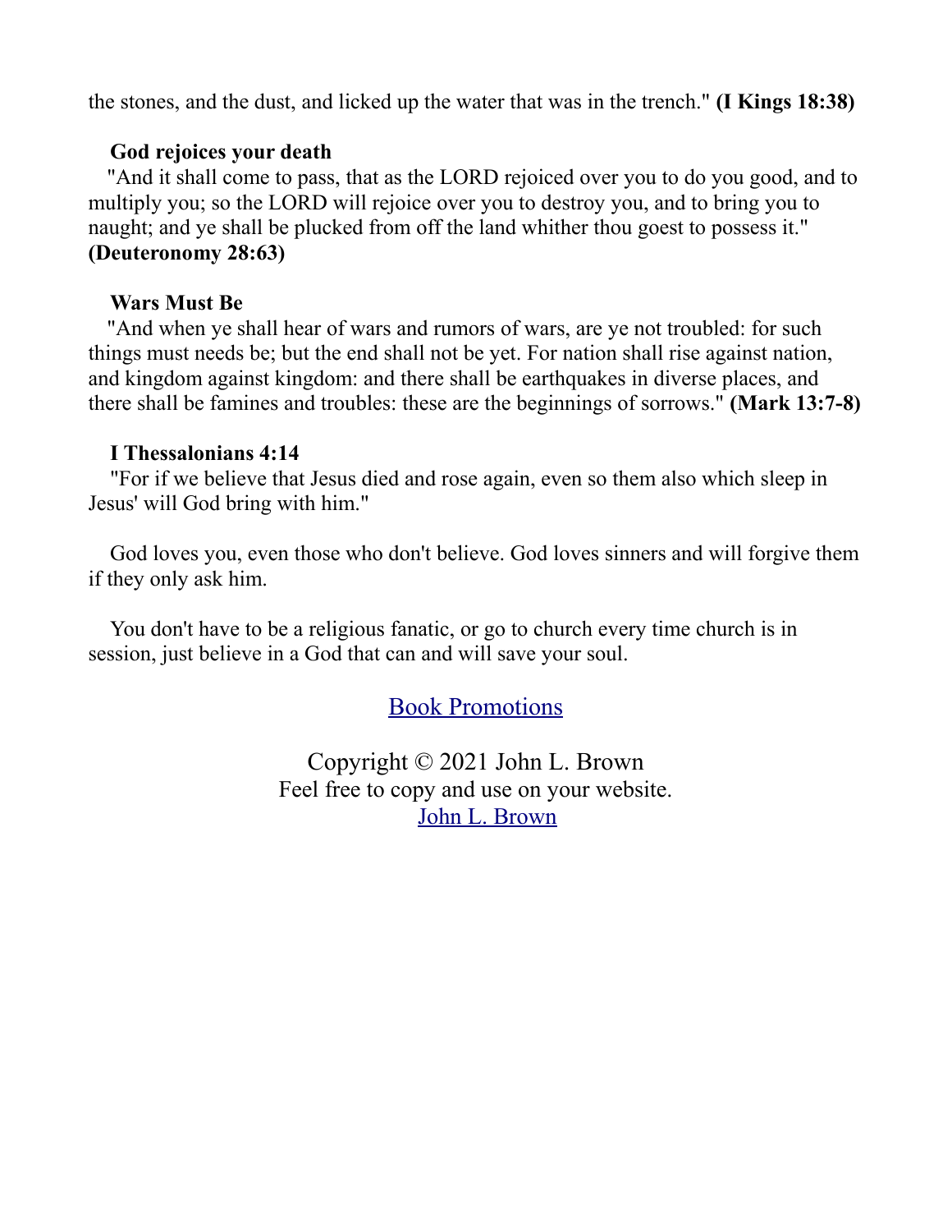the stones, and the dust, and licked up the water that was in the trench." **(I Kings 18:38)**

**God rejoices your death**

"And it shall come to pass, that as the LORD rejoiced over you to do you good, and to multiply you; so the LORD will rejoice over you to destroy you, and to bring you to naught; and ye shall be plucked from off the land whither thou goest to possess it." **(Deuteronomy 28:63)**

**Wars Must Be**

"And when ye shall hear of wars and rumors of wars, are ye not troubled: for such things must needs be; but the end shall not be yet. For nation shall rise against nation, and kingdom against kingdom: and there shall be earthquakes in diverse places, and there shall be famines and troubles: these are the beginnings of sorrows." **(Mark 13:7-8)**

**I Thessalonians 4:14**

"For if we believe that Jesus died and rose again, even so them also which sleep in Jesus' will God bring with him."

God loves you, even those who don't believe. God loves sinners and will forgive them if they only ask him.

You don't have to be a religious fanatic, or go to church every time church is in session, just believe in a God that can and will save your soul.

Book Promotions

Copyright © 2021 John L. Brown
Feel free to copy and use on your website.
John L. Brown